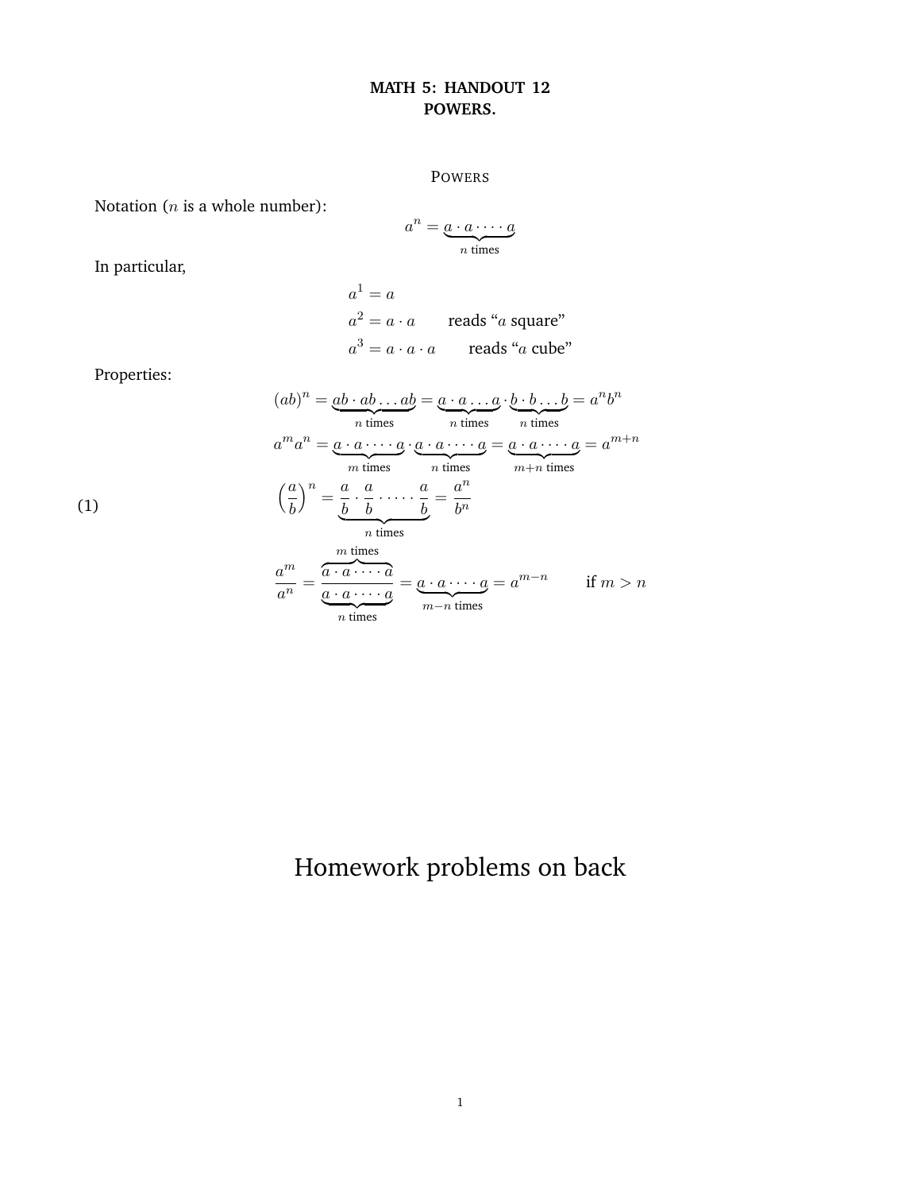# MATH 5: HANDOUT 12
## POWERS.

### POWERS

Notation ($n$ is a whole number):

$$a^n = \underbrace{a \cdot a \cdot \dots \cdot a}_{n \text{ times}}$$

In particular,

$$a^1 = a$$

$$a^2 = a \cdot a \qquad \text{reads "}a\text{ square"}$$

$$a^3 = a \cdot a \cdot a \qquad \text{reads "}a\text{ cube"}$$

Properties:

$$(ab)^n = \underbrace{ab \cdot ab \dots ab}_{n \text{ times}} = \underbrace{a \cdot a \dots a}_{n \text{ times}} \cdot \underbrace{b \cdot b \dots b}_{n \text{ times}} = a^n b^n$$

$$a^m a^n = \underbrace{a \cdot a \cdot \dots \cdot a}_{m \text{ times}} \cdot \underbrace{a \cdot a \cdot \dots \cdot a}_{n \text{ times}} = \underbrace{a \cdot a \cdot \dots \cdot a}_{m+n \text{ times}} = a^{m+n}$$

$$\left(\frac{a}{b}\right)^n = \underbrace{\frac{a}{b} \cdot \frac{a}{b} \cdot \dots \cdot \frac{a}{b}}_{n \text{ times}} = \frac{a^n}{b^n} \tag{1}$$

$$\frac{a^m}{a^n} = \frac{\overbrace{a \cdot a \cdot \dots \cdot a}^{m \text{ times}}}{\underbrace{a \cdot a \cdot \dots \cdot a}_{n \text{ times}}} = \underbrace{a \cdot a \cdot \dots \cdot a}_{m-n \text{ times}} = a^{m-n} \qquad \text{if } m > n$$

# Homework problems on back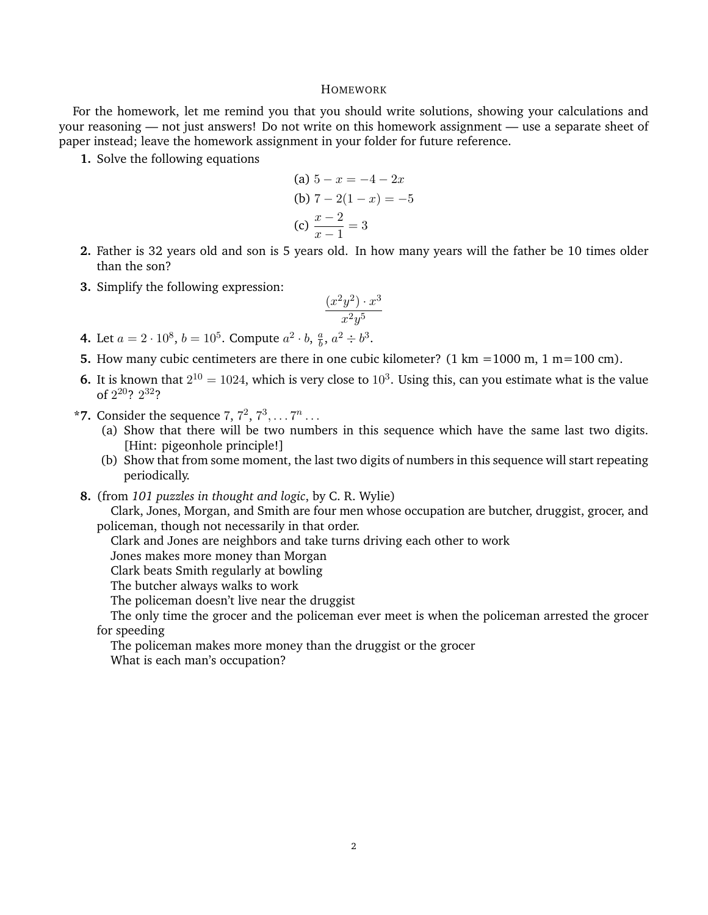### Homework

For the homework, let me remind you that you should write solutions, showing your calculations and your reasoning — not just answers! Do not write on this homework assignment — use a separate sheet of paper instead; leave the homework assignment in your folder for future reference.

**1.** Solve the following equations

(a) $5 - x = -4 - 2x$

(b) $7 - 2(1 - x) = -5$

(c) $\dfrac{x-2}{x-1} = 3$

**2.** Father is 32 years old and son is 5 years old. In how many years will the father be 10 times older than the son?

**3.** Simplify the following expression:

$$\frac{(x^2y^2) \cdot x^3}{x^2y^5}$$

**4.** Let $a = 2 \cdot 10^8$, $b = 10^5$. Compute $a^2 \cdot b$, $\frac{a}{b}$, $a^2 \div b^3$.

**5.** How many cubic centimeters are there in one cubic kilometer? (1 km =1000 m, 1 m=100 cm).

**6.** It is known that $2^{10} = 1024$, which is very close to $10^3$. Using this, can you estimate what is the value of $2^{20}$? $2^{32}$?

***7.** Consider the sequence $7$, $7^2$, $7^3, \dots 7^n \dots$

(a) Show that there will be two numbers in this sequence which have the same last two digits. [Hint: pigeonhole principle!]

(b) Show that from some moment, the last two digits of numbers in this sequence will start repeating periodically.

**8.** (from *101 puzzles in thought and logic*, by C. R. Wylie)

Clark, Jones, Morgan, and Smith are four men whose occupation are butcher, druggist, grocer, and policeman, though not necessarily in that order.

Clark and Jones are neighbors and take turns driving each other to work

Jones makes more money than Morgan

Clark beats Smith regularly at bowling

The butcher always walks to work

The policeman doesn't live near the druggist

The only time the grocer and the policeman ever meet is when the policeman arrested the grocer for speeding

The policeman makes more money than the druggist or the grocer

What is each man's occupation?